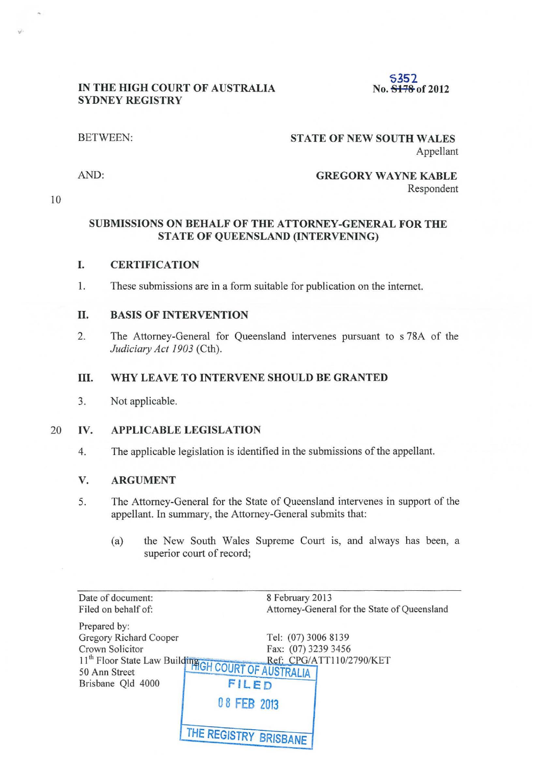IN THE HIGH COURT OF AUSTRALIA
SYDNEY REGISTRY

No. ~~S178~~ S352 of 2012

BETWEEN:

**STATE OF NEW SOUTH WALES**
Appellant

AND:

**GREGORY WAYNE KABLE**
Respondent

## SUBMISSIONS ON BEHALF OF THE ATTORNEY-GENERAL FOR THE STATE OF QUEENSLAND (INTERVENING)

### I. CERTIFICATION

1. These submissions are in a form suitable for publication on the internet.

### II. BASIS OF INTERVENTION

2. The Attorney-General for Queensland intervenes pursuant to s 78A of the *Judiciary Act 1903* (Cth).

### III. WHY LEAVE TO INTERVENE SHOULD BE GRANTED

3. Not applicable.

### IV. APPLICABLE LEGISLATION

4. The applicable legislation is identified in the submissions of the appellant.

### V. ARGUMENT

5. The Attorney-General for the State of Queensland intervenes in support of the appellant. In summary, the Attorney-General submits that:

   (a) the New South Wales Supreme Court is, and always has been, a superior court of record;

---

Date of document: 8 February 2013
Filed on behalf of: Attorney-General for the State of Queensland

Prepared by:
Gregory Richard Cooper
Crown Solicitor
11th Floor State Law Building
50 Ann Street
Brisbane Qld 4000

Tel: (07) 3006 8139
Fax: (07) 3239 3456
Ref: CPG/ATT110/2790/KET

HIGH COURT OF AUSTRALIA
FILED
08 FEB 2013
THE REGISTRY BRISBANE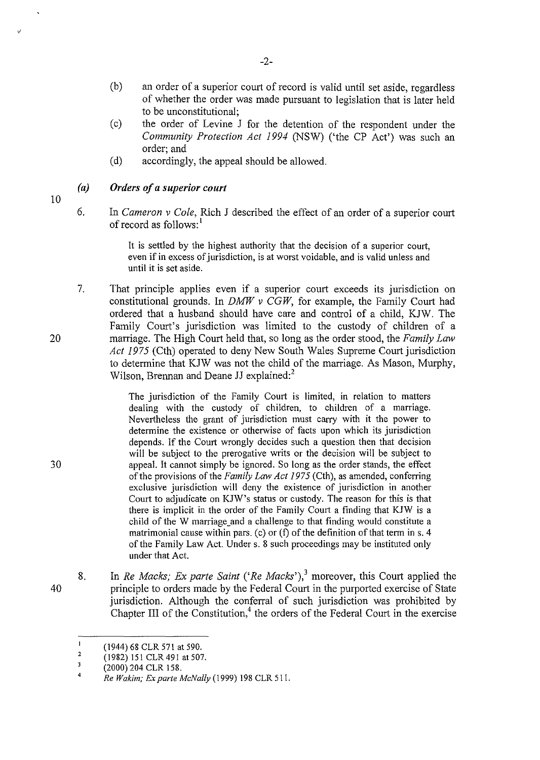(b) an order of a superior court of record is valid until set aside, regardless of whether the order was made pursuant to legislation that is later held to be unconstitutional;

(c) the order of Levine J for the detention of the respondent under the *Community Protection Act 1994* (NSW) ('the CP Act') was such an order; and

(d) accordingly, the appeal should be allowed.

### *(a) Orders of a superior court*

6. In *Cameron v Cole*, Rich J described the effect of an order of a superior court of record as follows:[1]

> It is settled by the highest authority that the decision of a superior court, even if in excess of jurisdiction, is at worst voidable, and is valid unless and until it is set aside.

7. That principle applies even if a superior court exceeds its jurisdiction on constitutional grounds. In *DMW v CGW*, for example, the Family Court had ordered that a husband should have care and control of a child, KJW. The Family Court's jurisdiction was limited to the custody of children of a marriage. The High Court held that, so long as the order stood, the *Family Law Act 1975* (Cth) operated to deny New South Wales Supreme Court jurisdiction to determine that KJW was not the child of the marriage. As Mason, Murphy, Wilson, Brennan and Deane JJ explained:[2]

> The jurisdiction of the Family Court is limited, in relation to matters dealing with the custody of children, to children of a marriage. Nevertheless the grant of jurisdiction must carry with it the power to determine the existence or otherwise of facts upon which its jurisdiction depends. If the Court wrongly decides such a question then that decision will be subject to the prerogative writs or the decision will be subject to appeal. It cannot simply be ignored. So long as the order stands, the effect of the provisions of the *Family Law Act 1975* (Cth), as amended, conferring exclusive jurisdiction will deny the existence of jurisdiction in another Court to adjudicate on KJW's status or custody. The reason for this is that there is implicit in the order of the Family Court a finding that KJW is a child of the W marriage and a challenge to that finding would constitute a matrimonial cause within pars. (c) or (f) of the definition of that term in s. 4 of the Family Law Act. Under s. 8 such proceedings may be instituted only under that Act.

8. In *Re Macks; Ex parte Saint* ('*Re Macks*'),[3] moreover, this Court applied the principle to orders made by the Federal Court in the purported exercise of State jurisdiction. Although the conferral of such jurisdiction was prohibited by Chapter III of the Constitution,[4] the orders of the Federal Court in the exercise

---

[1] (1944) 68 CLR 571 at 590.

[2] (1982) 151 CLR 491 at 507.

[3] (2000) 204 CLR 158.

[4] *Re Wakim; Ex parte McNally* (1999) 198 CLR 511.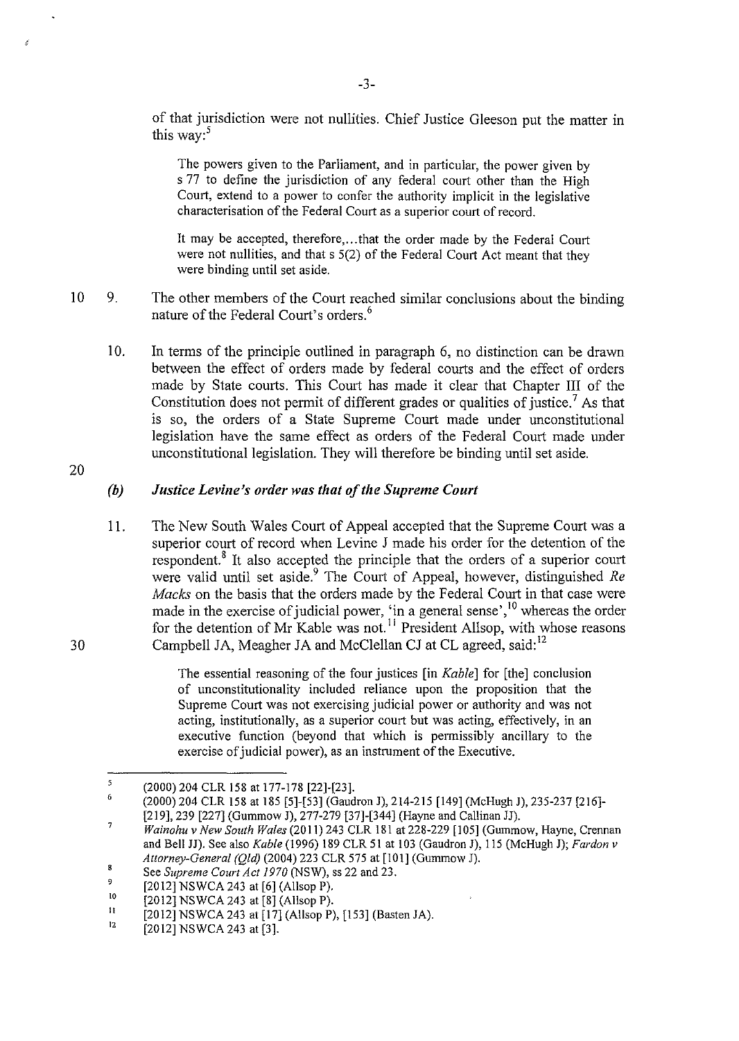of that jurisdiction were not nullities. Chief Justice Gleeson put the matter in this way:[5]

> The powers given to the Parliament, and in particular, the power given by s 77 to define the jurisdiction of any federal court other than the High Court, extend to a power to confer the authority implicit in the legislative characterisation of the Federal Court as a superior court of record.
>
> It may be accepted, therefore,...that the order made by the Federal Court were not nullities, and that s 5(2) of the Federal Court Act meant that they were binding until set aside.

9. The other members of the Court reached similar conclusions about the binding nature of the Federal Court's orders.[6]

10. In terms of the principle outlined in paragraph 6, no distinction can be drawn between the effect of orders made by federal courts and the effect of orders made by State courts. This Court has made it clear that Chapter III of the Constitution does not permit of different grades or qualities of justice.[7] As that is so, the orders of a State Supreme Court made under unconstitutional legislation have the same effect as orders of the Federal Court made under unconstitutional legislation. They will therefore be binding until set aside.

### *(b) Justice Levine's order was that of the Supreme Court*

11. The New South Wales Court of Appeal accepted that the Supreme Court was a superior court of record when Levine J made his order for the detention of the respondent.[8] It also accepted the principle that the orders of a superior court were valid until set aside.[9] The Court of Appeal, however, distinguished *Re Macks* on the basis that the orders made by the Federal Court in that case were made in the exercise of judicial power, 'in a general sense',[10] whereas the order for the detention of Mr Kable was not.[11] President Allsop, with whose reasons Campbell JA, Meagher JA and McClellan CJ at CL agreed, said:[12]

> The essential reasoning of the four justices [in *Kable*] for [the] conclusion of unconstitutionality included reliance upon the proposition that the Supreme Court was not exercising judicial power or authority and was not acting, institutionally, as a superior court but was acting, effectively, in an executive function (beyond that which is permissibly ancillary to the exercise of judicial power), as an instrument of the Executive.

---

5. (2000) 204 CLR 158 at 177-178 [22]-[23].
6. (2000) 204 CLR 158 at 185 [5]-[53] (Gaudron J), 214-215 [149] (McHugh J), 235-237 [216]-[219], 239 [227] (Gummow J), 277-279 [37]-[344] (Hayne and Callinan JJ).
7. *Wainohu v New South Wales* (2011) 243 CLR 181 at 228-229 [105] (Gummow, Hayne, Crennan and Bell JJ). See also *Kable* (1996) 189 CLR 51 at 103 (Gaudron J), 115 (McHugh J); *Fardon v Attorney-General (Qld)* (2004) 223 CLR 575 at [101] (Gummow J).
8. See *Supreme Court Act 1970* (NSW), ss 22 and 23.
9. [2012] NSWCA 243 at [6] (Allsop P).
10. [2012] NSWCA 243 at [8] (Allsop P).
11. [2012] NSWCA 243 at [17] (Allsop P), [153] (Basten JA).
12. [2012] NSWCA 243 at [3].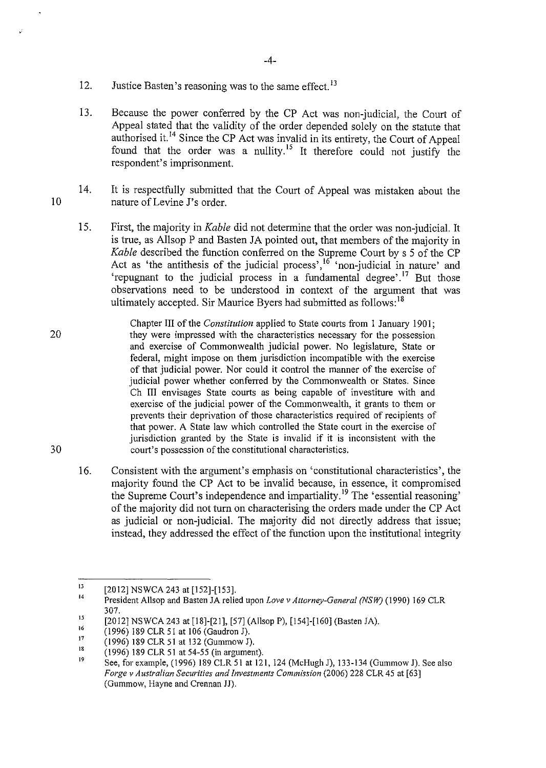12. Justice Basten's reasoning was to the same effect.[13]

13. Because the power conferred by the CP Act was non-judicial, the Court of Appeal stated that the validity of the order depended solely on the statute that authorised it.[14] Since the CP Act was invalid in its entirety, the Court of Appeal found that the order was a nullity.[15] It therefore could not justify the respondent's imprisonment.

14. It is respectfully submitted that the Court of Appeal was mistaken about the nature of Levine J's order.

15. First, the majority in *Kable* did not determine that the order was non-judicial. It is true, as Allsop P and Basten JA pointed out, that members of the majority in *Kable* described the function conferred on the Supreme Court by s 5 of the CP Act as 'the antithesis of the judicial process',[16] 'non-judicial in nature' and 'repugnant to the judicial process in a fundamental degree'.[17] But those observations need to be understood in context of the argument that was ultimately accepted. Sir Maurice Byers had submitted as follows:[18]

> Chapter III of the *Constitution* applied to State courts from 1 January 1901; they were impressed with the characteristics necessary for the possession and exercise of Commonwealth judicial power. No legislature, State or federal, might impose on them jurisdiction incompatible with the exercise of that judicial power. Nor could it control the manner of the exercise of judicial power whether conferred by the Commonwealth or States. Since Ch III envisages State courts as being capable of investiture with and exercise of the judicial power of the Commonwealth, it grants to them or prevents their deprivation of those characteristics required of recipients of that power. A State law which controlled the State court in the exercise of jurisdiction granted by the State is invalid if it is inconsistent with the court's possession of the constitutional characteristics.

16. Consistent with the argument's emphasis on 'constitutional characteristics', the majority found the CP Act to be invalid because, in essence, it compromised the Supreme Court's independence and impartiality.[19] The 'essential reasoning' of the majority did not turn on characterising the orders made under the CP Act as judicial or non-judicial. The majority did not directly address that issue; instead, they addressed the effect of the function upon the institutional integrity

---

[13] [2012] NSWCA 243 at [152]-[153].

[14] President Allsop and Basten JA relied upon *Love v Attorney-General (NSW)* (1990) 169 CLR 307.

[15] [2012] NSWCA 243 at [18]-[21], [57] (Allsop P), [154]-[160] (Basten JA).

[16] (1996) 189 CLR 51 at 106 (Gaudron J).

[17] (1996) 189 CLR 51 at 132 (Gummow J).

[18] (1996) 189 CLR 51 at 54-55 (in argument).

[19] See, for example, (1996) 189 CLR 51 at 121, 124 (McHugh J), 133-134 (Gummow J). See also *Forge v Australian Securities and Investments Commission* (2006) 228 CLR 45 at [63] (Gummow, Hayne and Crennan JJ).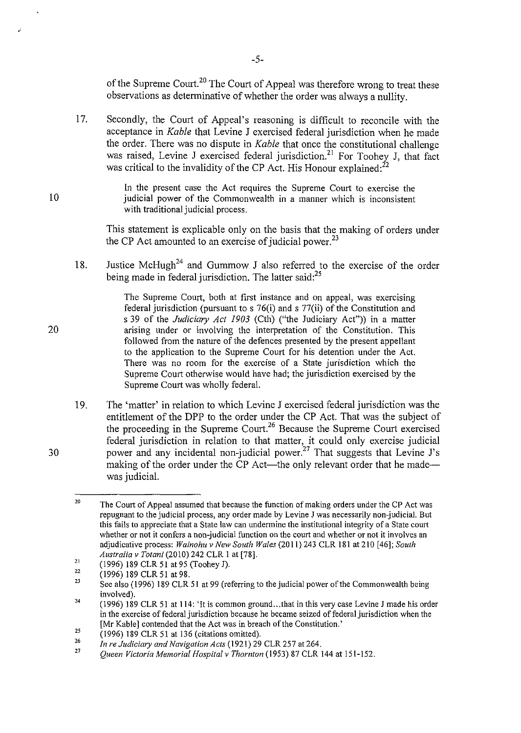of the Supreme Court.[20] The Court of Appeal was therefore wrong to treat these observations as determinative of whether the order was always a nullity.

17. Secondly, the Court of Appeal's reasoning is difficult to reconcile with the acceptance in *Kable* that Levine J exercised federal jurisdiction when he made the order. There was no dispute in *Kable* that once the constitutional challenge was raised, Levine J exercised federal jurisdiction.[21] For Toohey J, that fact was critical to the invalidity of the CP Act. His Honour explained:[22]

> In the present case the Act requires the Supreme Court to exercise the judicial power of the Commonwealth in a manner which is inconsistent with traditional judicial process.

This statement is explicable only on the basis that the making of orders under the CP Act amounted to an exercise of judicial power.[23]

18. Justice McHugh[24] and Gummow J also referred to the exercise of the order being made in federal jurisdiction. The latter said:[25]

> The Supreme Court, both at first instance and on appeal, was exercising federal jurisdiction (pursuant to s 76(i) and s 77(ii) of the Constitution and s 39 of the *Judiciary Act 1903* (Cth) ("the Judiciary Act")) in a matter arising under or involving the interpretation of the Constitution. This followed from the nature of the defences presented by the present appellant to the application to the Supreme Court for his detention under the Act. There was no room for the exercise of a State jurisdiction which the Supreme Court otherwise would have had; the jurisdiction exercised by the Supreme Court was wholly federal.

19. The 'matter' in relation to which Levine J exercised federal jurisdiction was the entitlement of the DPP to the order under the CP Act. That was the subject of the proceeding in the Supreme Court.[26] Because the Supreme Court exercised federal jurisdiction in relation to that matter, it could only exercise judicial power and any incidental non-judicial power.[27] That suggests that Levine J's making of the order under the CP Act—the only relevant order that he made—was judicial.

---

[20] The Court of Appeal assumed that because the function of making orders under the CP Act was repugnant to the judicial process, any order made by Levine J was necessarily non-judicial. But this fails to appreciate that a State law can undermine the institutional integrity of a State court whether or not it confers a non-judicial function on the court and whether or not it involves an adjudicative process: *Wainohu v New South Wales* (2011) 243 CLR 181 at 210 [46]; *South Australia v Totani* (2010) 242 CLR 1 at [78].

[21] (1996) 189 CLR 51 at 95 (Toohey J).

[22] (1996) 189 CLR 51 at 98.

[23] See also (1996) 189 CLR 51 at 99 (referring to the judicial power of the Commonwealth being involved).

[24] (1996) 189 CLR 51 at 114: 'It is common ground...that in this very case Levine J made his order in the exercise of federal jurisdiction because he became seized of federal jurisdiction when the [Mr Kable] contended that the Act was in breach of the Constitution.'

[25] (1996) 189 CLR 51 at 136 (citations omitted).

[26] *In re Judiciary and Navigation Acts* (1921) 29 CLR 257 at 264.

[27] *Queen Victoria Memorial Hospital v Thornton* (1953) 87 CLR 144 at 151-152.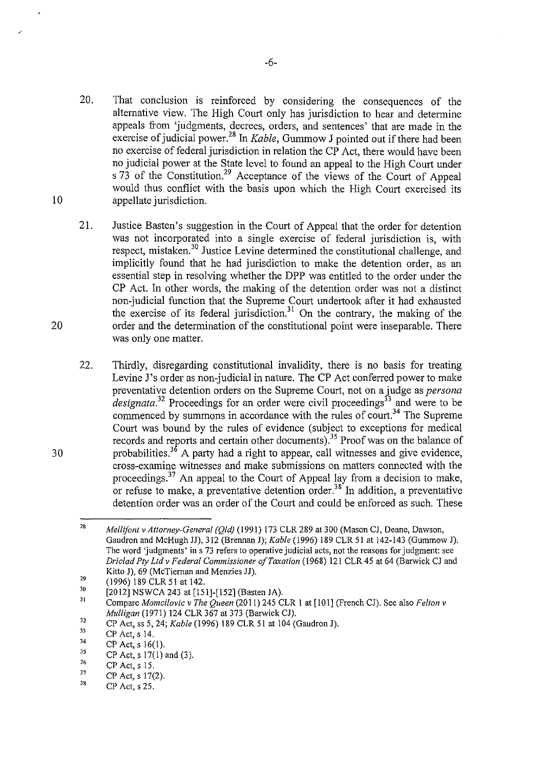20. That conclusion is reinforced by considering the consequences of the alternative view. The High Court only has jurisdiction to hear and determine appeals from 'judgments, decrees, orders, and sentences' that are made in the exercise of judicial power.[28] In *Kable*, Gummow J pointed out if there had been no exercise of federal jurisdiction in relation the CP Act, there would have been no judicial power at the State level to found an appeal to the High Court under s 73 of the Constitution.[29] Acceptance of the views of the Court of Appeal would thus conflict with the basis upon which the High Court exercised its appellate jurisdiction.

21. Justice Basten's suggestion in the Court of Appeal that the order for detention was not incorporated into a single exercise of federal jurisdiction is, with respect, mistaken.[30] Justice Levine determined the constitutional challenge, and implicitly found that he had jurisdiction to make the detention order, as an essential step in resolving whether the DPP was entitled to the order under the CP Act. In other words, the making of the detention order was not a distinct non-judicial function that the Supreme Court undertook after it had exhausted the exercise of its federal jurisdiction.[31] On the contrary, the making of the order and the determination of the constitutional point were inseparable. There was only one matter.

22. Thirdly, disregarding constitutional invalidity, there is no basis for treating Levine J's order as non-judicial in nature. The CP Act conferred power to make preventative detention orders on the Supreme Court, not on a judge as *persona designata*.[32] Proceedings for an order were civil proceedings[33] and were to be commenced by summons in accordance with the rules of court.[34] The Supreme Court was bound by the rules of evidence (subject to exceptions for medical records and reports and certain other documents).[35] Proof was on the balance of probabilities.[36] A party had a right to appear, call witnesses and give evidence, cross-examine witnesses and make submissions on matters connected with the proceedings.[37] An appeal to the Court of Appeal lay from a decision to make, or refuse to make, a preventative detention order.[38] In addition, a preventative detention order was an order of the Court and could be enforced as such. These

---

[28] *Mellifont v Attorney-General (Qld)* (1991) 173 CLR 289 at 300 (Mason CJ, Deane, Dawson, Gaudron and McHugh JJ), 312 (Brennan J); *Kable* (1996) 189 CLR 51 at 142-143 (Gummow J). The word 'judgments' in s 73 refers to operative judicial acts, not the reasons for judgment: see *Driclad Pty Ltd v Federal Commissioner of Taxation* (1968) 121 CLR 45 at 64 (Barwick CJ and Kitto J), 69 (McTiernan and Menzies JJ).

[29] (1996) 189 CLR 51 at 142.

[30] [2012] NSWCA 243 at [151]-[152] (Basten JA).

[31] Compare *Momcilovic v The Queen* (2011) 245 CLR 1 at [101] (French CJ). See also *Felton v Mulligan* (1971) 124 CLR 367 at 373 (Barwick CJ).

[32] CP Act, ss 5, 24; *Kable* (1996) 189 CLR 51 at 104 (Gaudron J).

[33] CP Act, s 14.

[34] CP Act, s 16(1).

[35] CP Act, s 17(1) and (3).

[36] CP Act, s 15.

[37] CP Act, s 17(2).

[38] CP Act, s 25.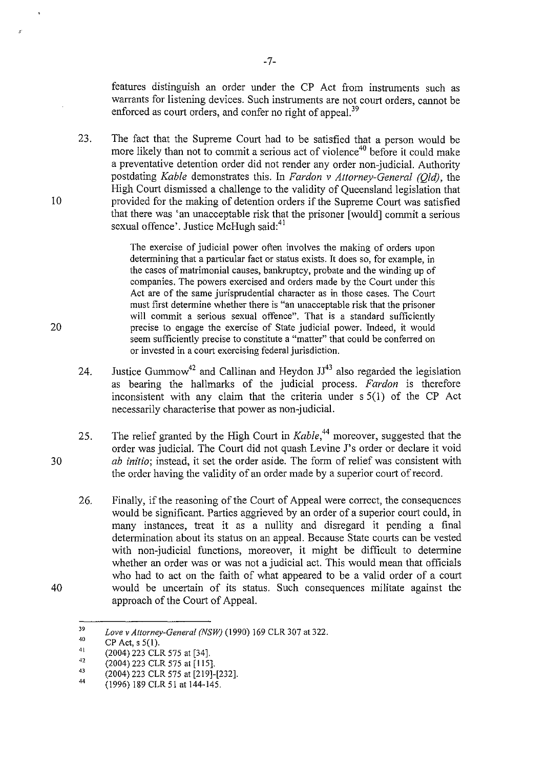features distinguish an order under the CP Act from instruments such as warrants for listening devices. Such instruments are not court orders, cannot be enforced as court orders, and confer no right of appeal.[39]

23. The fact that the Supreme Court had to be satisfied that a person would be more likely than not to commit a serious act of violence[40] before it could make a preventative detention order did not render any order non-judicial. Authority postdating *Kable* demonstrates this. In *Fardon v Attorney-General (Qld)*, the High Court dismissed a challenge to the validity of Queensland legislation that provided for the making of detention orders if the Supreme Court was satisfied that there was 'an unacceptable risk that the prisoner [would] commit a serious sexual offence'. Justice McHugh said:[41]

> The exercise of judicial power often involves the making of orders upon determining that a particular fact or status exists. It does so, for example, in the cases of matrimonial causes, bankruptcy, probate and the winding up of companies. The powers exercised and orders made by the Court under this Act are of the same jurisprudential character as in those cases. The Court must first determine whether there is "an unacceptable risk that the prisoner will commit a serious sexual offence". That is a standard sufficiently precise to engage the exercise of State judicial power. Indeed, it would seem sufficiently precise to constitute a "matter" that could be conferred on or invested in a court exercising federal jurisdiction.

24. Justice Gummow[42] and Callinan and Heydon JJ[43] also regarded the legislation as bearing the hallmarks of the judicial process. *Fardon* is therefore inconsistent with any claim that the criteria under s 5(1) of the CP Act necessarily characterise that power as non-judicial.

25. The relief granted by the High Court in *Kable*,[44] moreover, suggested that the order was judicial. The Court did not quash Levine J's order or declare it void *ab initio*; instead, it set the order aside. The form of relief was consistent with the order having the validity of an order made by a superior court of record.

26. Finally, if the reasoning of the Court of Appeal were correct, the consequences would be significant. Parties aggrieved by an order of a superior court could, in many instances, treat it as a nullity and disregard it pending a final determination about its status on an appeal. Because State courts can be vested with non-judicial functions, moreover, it might be difficult to determine whether an order was or was not a judicial act. This would mean that officials who had to act on the faith of what appeared to be a valid order of a court would be uncertain of its status. Such consequences militate against the approach of the Court of Appeal.

---

[39] *Love v Attorney-General (NSW)* (1990) 169 CLR 307 at 322.

[40] CP Act, s 5(1).

[41] (2004) 223 CLR 575 at [34].

[42] (2004) 223 CLR 575 at [115].

[43] (2004) 223 CLR 575 at [219]-[232].

[44] (1996) 189 CLR 51 at 144-145.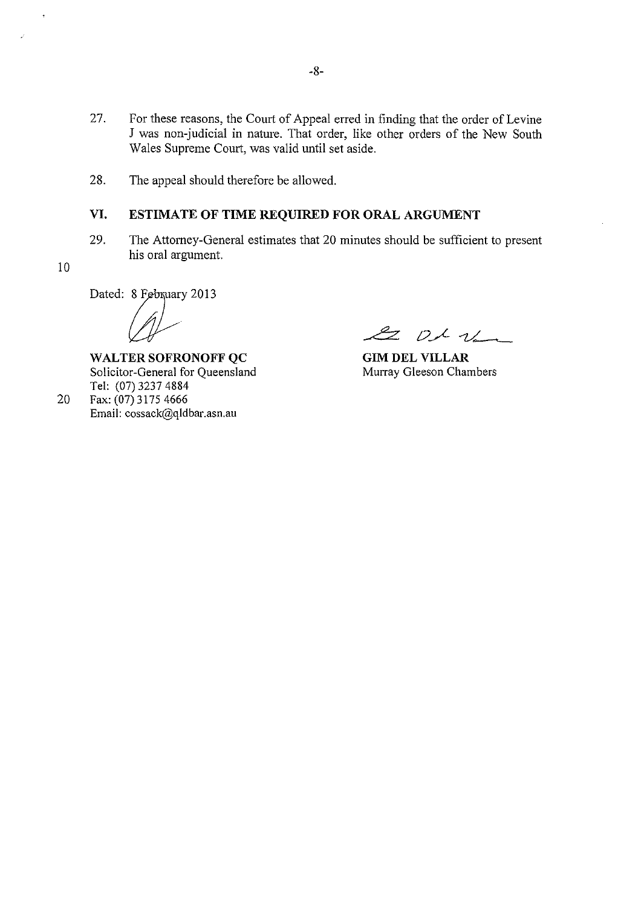27. For these reasons, the Court of Appeal erred in finding that the order of Levine J was non-judicial in nature. That order, like other orders of the New South Wales Supreme Court, was valid until set aside.

28. The appeal should therefore be allowed.

## VI. ESTIMATE OF TIME REQUIRED FOR ORAL ARGUMENT

29. The Attorney-General estimates that 20 minutes should be sufficient to present his oral argument.

Dated: 8 February 2013

**WALTER SOFRONOFF QC**
Solicitor-General for Queensland
Tel: (07) 3237 4884
Fax: (07) 3175 4666
Email: cossack@qldbar.asn.au

**GIM DEL VILLAR**
Murray Gleeson Chambers